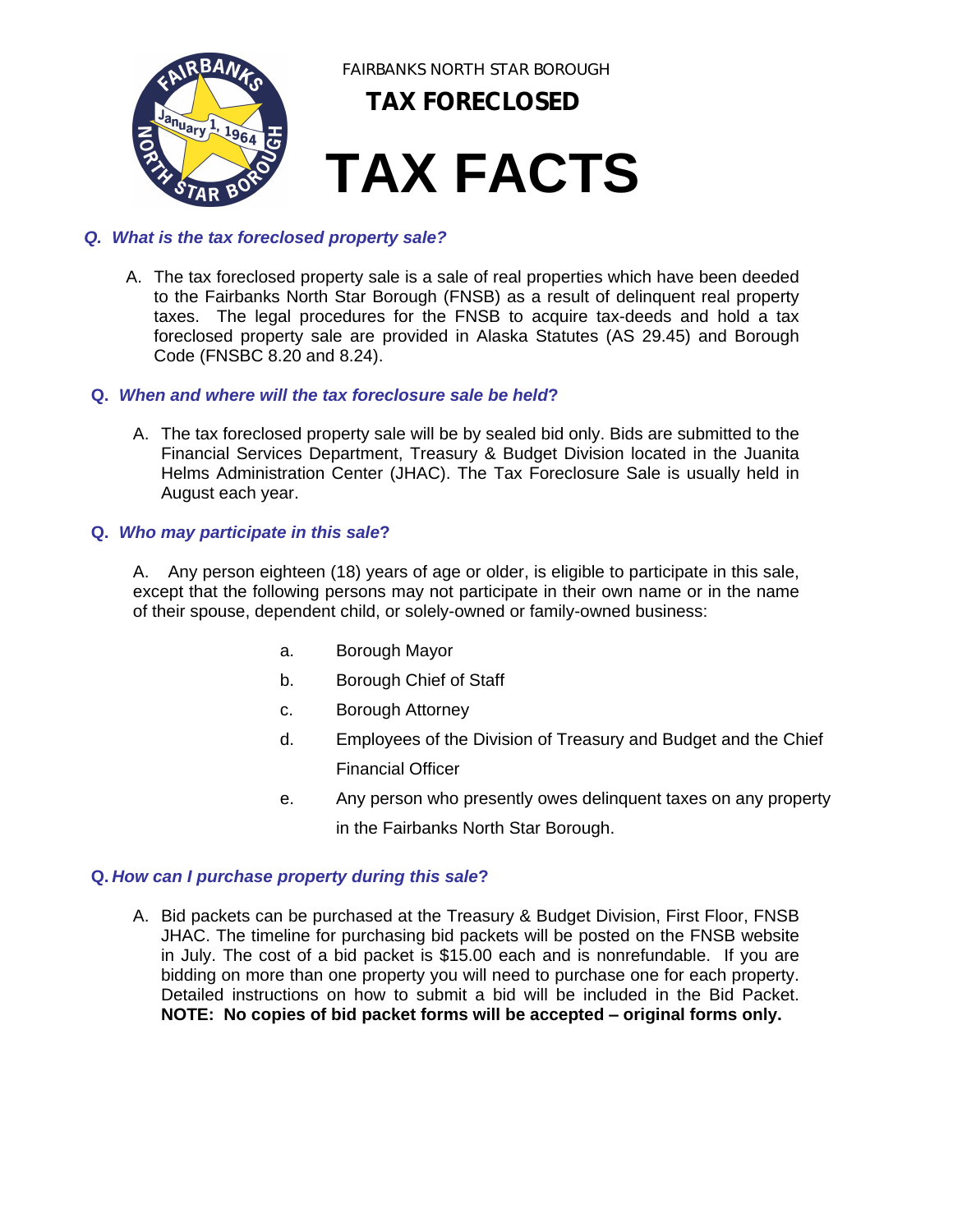FAIRBANKS NORTH STAR BOROUGH

**TAX FORECLOSED**

# TAX FACTS

***Q. What is the tax foreclosed property sale?***

A. The tax foreclosed property sale is a sale of real properties which have been deeded to the Fairbanks North Star Borough (FNSB) as a result of delinquent real property taxes. The legal procedures for the FNSB to acquire tax-deeds and hold a tax foreclosed property sale are provided in Alaska Statutes (AS 29.45) and Borough Code (FNSBC 8.20 and 8.24).

***Q. When and where will the tax foreclosure sale be held?***

A. The tax foreclosed property sale will be by sealed bid only. Bids are submitted to the Financial Services Department, Treasury & Budget Division located in the Juanita Helms Administration Center (JHAC). The Tax Foreclosure Sale is usually held in August each year.

***Q. Who may participate in this sale?***

A. Any person eighteen (18) years of age or older, is eligible to participate in this sale, except that the following persons may not participate in their own name or in the name of their spouse, dependent child, or solely-owned or family-owned business:

a. Borough Mayor

b. Borough Chief of Staff

c. Borough Attorney

d. Employees of the Division of Treasury and Budget and the Chief Financial Officer

e. Any person who presently owes delinquent taxes on any property in the Fairbanks North Star Borough.

***Q. How can I purchase property during this sale?***

A. Bid packets can be purchased at the Treasury & Budget Division, First Floor, FNSB JHAC. The timeline for purchasing bid packets will be posted on the FNSB website in July. The cost of a bid packet is $15.00 each and is nonrefundable. If you are bidding on more than one property you will need to purchase one for each property. Detailed instructions on how to submit a bid will be included in the Bid Packet. **NOTE: No copies of bid packet forms will be accepted – original forms only.**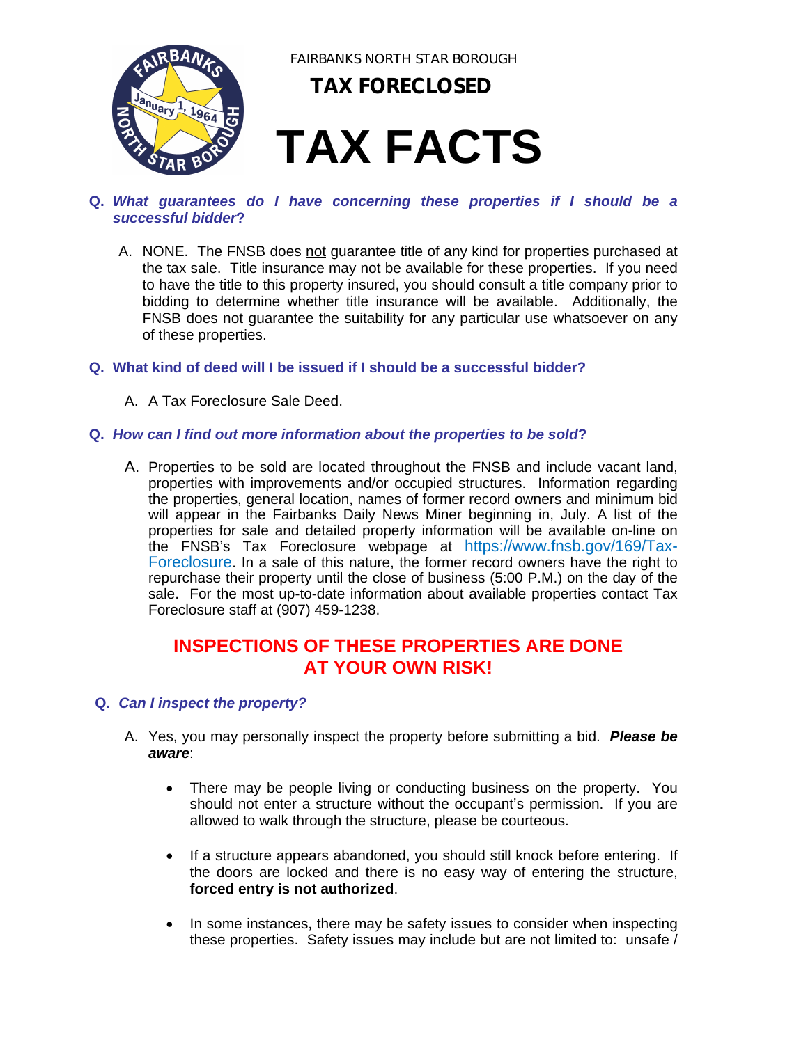FAIRBANKS NORTH STAR BOROUGH

**TAX FORECLOSED**

# TAX FACTS

**Q. *What guarantees do I have concerning these properties if I should be a successful bidder?***

A. NONE. The FNSB does not guarantee title of any kind for properties purchased at the tax sale. Title insurance may not be available for these properties. If you need to have the title to this property insured, you should consult a title company prior to bidding to determine whether title insurance will be available. Additionally, the FNSB does not guarantee the suitability for any particular use whatsoever on any of these properties.

**Q. What kind of deed will I be issued if I should be a successful bidder?**

A. A Tax Foreclosure Sale Deed.

**Q. *How can I find out more information about the properties to be sold?***

A. Properties to be sold are located throughout the FNSB and include vacant land, properties with improvements and/or occupied structures. Information regarding the properties, general location, names of former record owners and minimum bid will appear in the Fairbanks Daily News Miner beginning in, July. A list of the properties for sale and detailed property information will be available on-line on the FNSB's Tax Foreclosure webpage at https://www.fnsb.gov/169/Tax-Foreclosure. In a sale of this nature, the former record owners have the right to repurchase their property until the close of business (5:00 P.M.) on the day of the sale. For the most up-to-date information about available properties contact Tax Foreclosure staff at (907) 459-1238.

**INSPECTIONS OF THESE PROPERTIES ARE DONE AT YOUR OWN RISK!**

**Q. *Can I inspect the property?***

A. Yes, you may personally inspect the property before submitting a bid. ***Please be aware***:

- There may be people living or conducting business on the property. You should not enter a structure without the occupant's permission. If you are allowed to walk through the structure, please be courteous.
- If a structure appears abandoned, you should still knock before entering. If the doors are locked and there is no easy way of entering the structure, **forced entry is not authorized**.
- In some instances, there may be safety issues to consider when inspecting these properties. Safety issues may include but are not limited to: unsafe /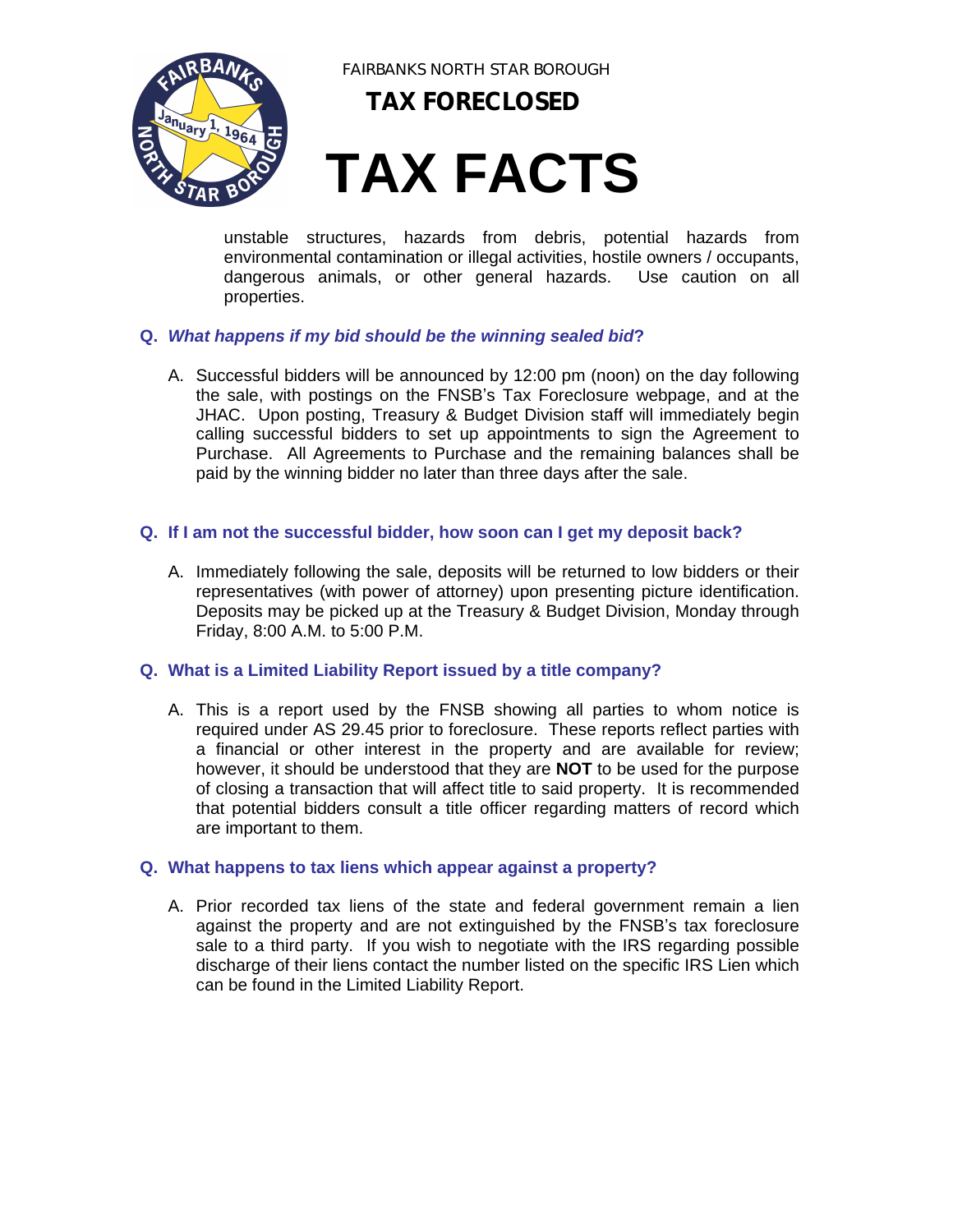unstable structures, hazards from debris, potential hazards from environmental contamination or illegal activities, hostile owners / occupants, dangerous animals, or other general hazards. Use caution on all properties.

**Q.** ***What happens if my bid should be the winning sealed bid*****?**

A. Successful bidders will be announced by 12:00 pm (noon) on the day following the sale, with postings on the FNSB's Tax Foreclosure webpage, and at the JHAC. Upon posting, Treasury & Budget Division staff will immediately begin calling successful bidders to set up appointments to sign the Agreement to Purchase. All Agreements to Purchase and the remaining balances shall be paid by the winning bidder no later than three days after the sale.

**Q. If I am not the successful bidder, how soon can I get my deposit back?**

A. Immediately following the sale, deposits will be returned to low bidders or their representatives (with power of attorney) upon presenting picture identification. Deposits may be picked up at the Treasury & Budget Division, Monday through Friday, 8:00 A.M. to 5:00 P.M.

**Q. What is a Limited Liability Report issued by a title company?**

A. This is a report used by the FNSB showing all parties to whom notice is required under AS 29.45 prior to foreclosure. These reports reflect parties with a financial or other interest in the property and are available for review; however, it should be understood that they are **NOT** to be used for the purpose of closing a transaction that will affect title to said property. It is recommended that potential bidders consult a title officer regarding matters of record which are important to them.

**Q. What happens to tax liens which appear against a property?**

A. Prior recorded tax liens of the state and federal government remain a lien against the property and are not extinguished by the FNSB's tax foreclosure sale to a third party. If you wish to negotiate with the IRS regarding possible discharge of their liens contact the number listed on the specific IRS Lien which can be found in the Limited Liability Report.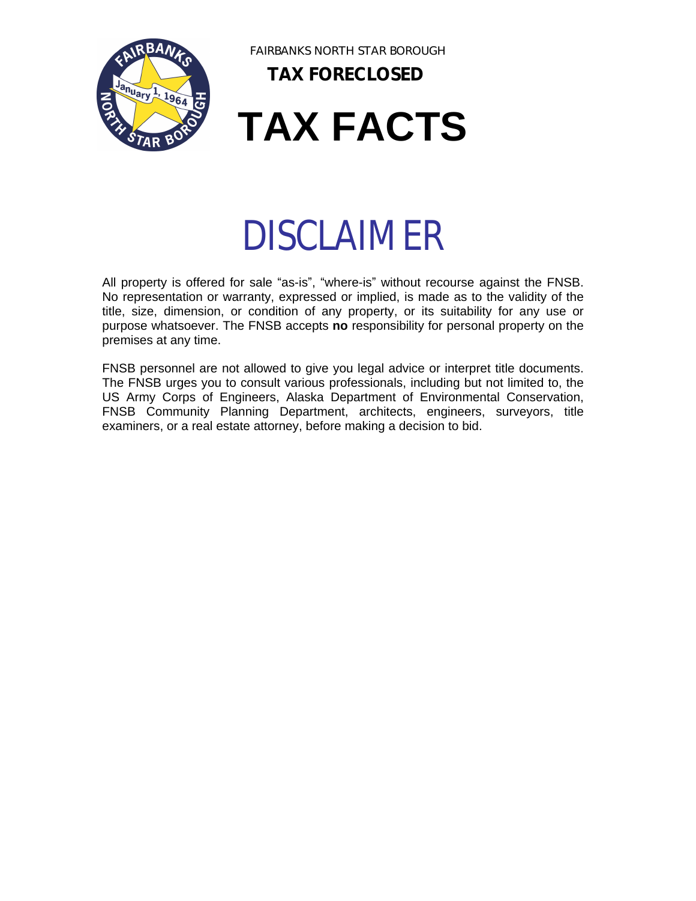FAIRBANKS NORTH STAR BOROUGH

**TAX FORECLOSED**

# TAX FACTS

## DISCLAIMER

All property is offered for sale “as-is”, “where-is” without recourse against the FNSB. No representation or warranty, expressed or implied, is made as to the validity of the title, size, dimension, or condition of any property, or its suitability for any use or purpose whatsoever. The FNSB accepts **no** responsibility for personal property on the premises at any time.

FNSB personnel are not allowed to give you legal advice or interpret title documents. The FNSB urges you to consult various professionals, including but not limited to, the US Army Corps of Engineers, Alaska Department of Environmental Conservation, FNSB Community Planning Department, architects, engineers, surveyors, title examiners, or a real estate attorney, before making a decision to bid.